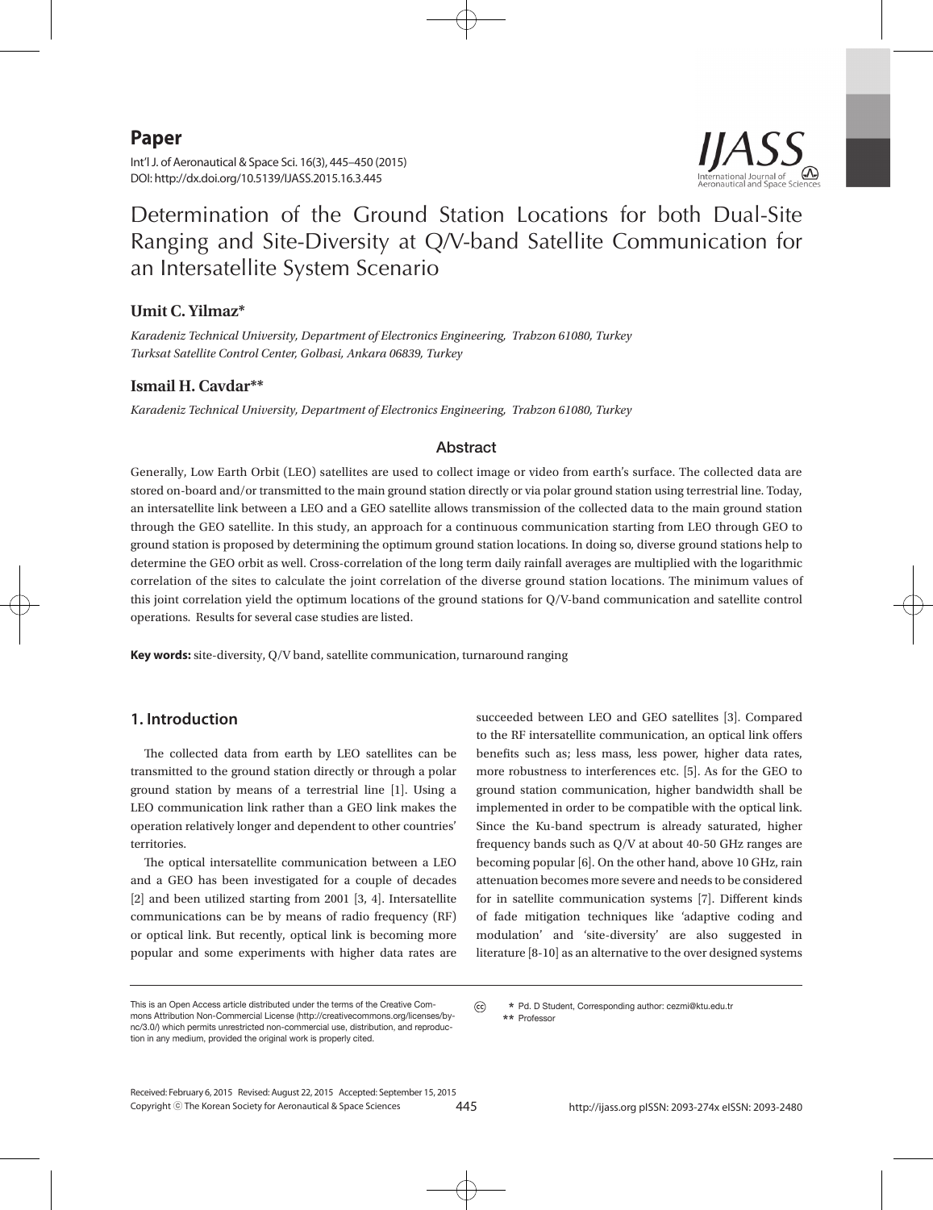## Paper

Int'l J. of Aeronautical & Space Sci. 16(3), 445–450 (2015)
DOI: http://dx.doi.org/10.5139/IJASS.2015.16.3.445

# Determination of the Ground Station Locations for both Dual-Site Ranging and Site-Diversity at Q/V-band Satellite Communication for an Intersatellite System Scenario

**Umit C. Yilmaz***

*Karadeniz Technical University, Department of Electronics Engineering, Trabzon 61080, Turkey*
*Turksat Satellite Control Center, Golbasi, Ankara 06839, Turkey*

**Ismail H. Cavdar****

*Karadeniz Technical University, Department of Electronics Engineering, Trabzon 61080, Turkey*

### Abstract

Generally, Low Earth Orbit (LEO) satellites are used to collect image or video from earth's surface. The collected data are stored on-board and/or transmitted to the main ground station directly or via polar ground station using terrestrial line. Today, an intersatellite link between a LEO and a GEO satellite allows transmission of the collected data to the main ground station through the GEO satellite. In this study, an approach for a continuous communication starting from LEO through GEO to ground station is proposed by determining the optimum ground station locations. In doing so, diverse ground stations help to determine the GEO orbit as well. Cross-correlation of the long term daily rainfall averages are multiplied with the logarithmic correlation of the sites to calculate the joint correlation of the diverse ground station locations. The minimum values of this joint correlation yield the optimum locations of the ground stations for Q/V-band communication and satellite control operations. Results for several case studies are listed.

**Key words:** site-diversity, Q/V band, satellite communication, turnaround ranging

## 1. Introduction

The collected data from earth by LEO satellites can be transmitted to the ground station directly or through a polar ground station by means of a terrestrial line [1]. Using a LEO communication link rather than a GEO link makes the operation relatively longer and dependent to other countries' territories.

The optical intersatellite communication between a LEO and a GEO has been investigated for a couple of decades [2] and been utilized starting from 2001 [3, 4]. Intersatellite communications can be by means of radio frequency (RF) or optical link. But recently, optical link is becoming more popular and some experiments with higher data rates are succeeded between LEO and GEO satellites [3]. Compared to the RF intersatellite communication, an optical link offers benefits such as; less mass, less power, higher data rates, more robustness to interferences etc. [5]. As for the GEO to ground station communication, higher bandwidth shall be implemented in order to be compatible with the optical link. Since the Ku-band spectrum is already saturated, higher frequency bands such as Q/V at about 40-50 GHz ranges are becoming popular [6]. On the other hand, above 10 GHz, rain attenuation becomes more severe and needs to be considered for in satellite communication systems [7]. Different kinds of fade mitigation techniques like 'adaptive coding and modulation' and 'site-diversity' are also suggested in literature [8-10] as an alternative to the over designed systems

---

This is an Open Access article distributed under the terms of the Creative Commons Attribution Non-Commercial License (http://creativecommons.org/licenses/by-nc/3.0/) which permits unrestricted non-commercial use, distribution, and reproduction in any medium, provided the original work is properly cited.

\* Pd. D Student, Corresponding author: cezmi@ktu.edu.tr
\*\* Professor

Received: February 6, 2015 Revised: August 22, 2015 Accepted: September 15, 2015
Copyright ⓒ The Korean Society for Aeronautical & Space Sciences

http://ijass.org pISSN: 2093-274x eISSN: 2093-2480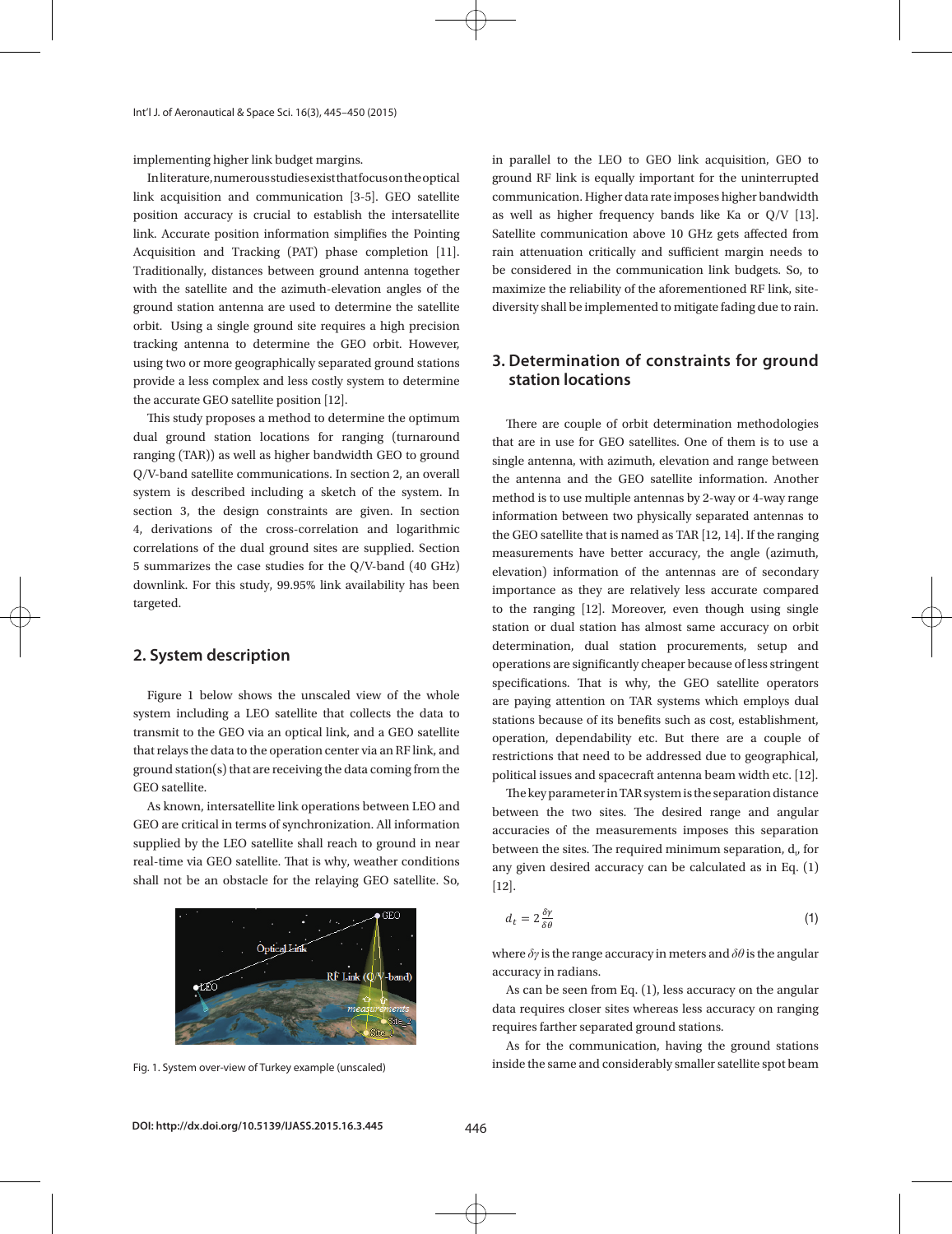implementing higher link budget margins.

In literature, numerous studies exist that focus on the optical link acquisition and communication [3-5]. GEO satellite position accuracy is crucial to establish the intersatellite link. Accurate position information simplifies the Pointing Acquisition and Tracking (PAT) phase completion [11]. Traditionally, distances between ground antenna together with the satellite and the azimuth-elevation angles of the ground station antenna are used to determine the satellite orbit. Using a single ground site requires a high precision tracking antenna to determine the GEO orbit. However, using two or more geographically separated ground stations provide a less complex and less costly system to determine the accurate GEO satellite position [12].

This study proposes a method to determine the optimum dual ground station locations for ranging (turnaround ranging (TAR)) as well as higher bandwidth GEO to ground Q/V-band satellite communications. In section 2, an overall system is described including a sketch of the system. In section 3, the design constraints are given. In section 4, derivations of the cross-correlation and logarithmic correlations of the dual ground sites are supplied. Section 5 summarizes the case studies for the Q/V-band (40 GHz) downlink. For this study, 99.95% link availability has been targeted.

## 2. System description

Figure 1 below shows the unscaled view of the whole system including a LEO satellite that collects the data to transmit to the GEO via an optical link, and a GEO satellite that relays the data to the operation center via an RF link, and ground station(s) that are receiving the data coming from the GEO satellite.

As known, intersatellite link operations between LEO and GEO are critical in terms of synchronization. All information supplied by the LEO satellite shall reach to ground in near real-time via GEO satellite. That is why, weather conditions shall not be an obstacle for the relaying GEO satellite. So,

GEO
Optical Link
LEO
RF Link (Q/V-band)
measurements
Site_2
Site_1

Fig. 1. System over-view of Turkey example (unscaled)

in parallel to the LEO to GEO link acquisition, GEO to ground RF link is equally important for the uninterrupted communication. Higher data rate imposes higher bandwidth as well as higher frequency bands like Ka or Q/V [13]. Satellite communication above 10 GHz gets affected from rain attenuation critically and sufficient margin needs to be considered in the communication link budgets. So, to maximize the reliability of the aforementioned RF link, site-diversity shall be implemented to mitigate fading due to rain.

## 3. Determination of constraints for ground station locations

There are couple of orbit determination methodologies that are in use for GEO satellites. One of them is to use a single antenna, with azimuth, elevation and range between the antenna and the GEO satellite information. Another method is to use multiple antennas by 2-way or 4-way range information between two physically separated antennas to the GEO satellite that is named as TAR [12, 14]. If the ranging measurements have better accuracy, the angle (azimuth, elevation) information of the antennas are of secondary importance as they are relatively less accurate compared to the ranging [12]. Moreover, even though using single station or dual station has almost same accuracy on orbit determination, dual station procurements, setup and operations are significantly cheaper because of less stringent specifications. That is why, the GEO satellite operators are paying attention on TAR systems which employs dual stations because of its benefits such as cost, establishment, operation, dependability etc. But there are a couple of restrictions that need to be addressed due to geographical, political issues and spacecraft antenna beam width etc. [12].

The key parameter in TAR system is the separation distance between the two sites. The desired range and angular accuracies of the measurements imposes this separation between the sites. The required minimum separation, $d_t$, for any given desired accuracy can be calculated as in Eq. (1) [12].

$$d_t = 2\frac{\delta\gamma}{\delta\theta} \tag{1}$$

where $\delta\gamma$ is the range accuracy in meters and $\delta\theta$ is the angular accuracy in radians.

As can be seen from Eq. (1), less accuracy on the angular data requires closer sites whereas less accuracy on ranging requires farther separated ground stations.

As for the communication, having the ground stations inside the same and considerably smaller satellite spot beam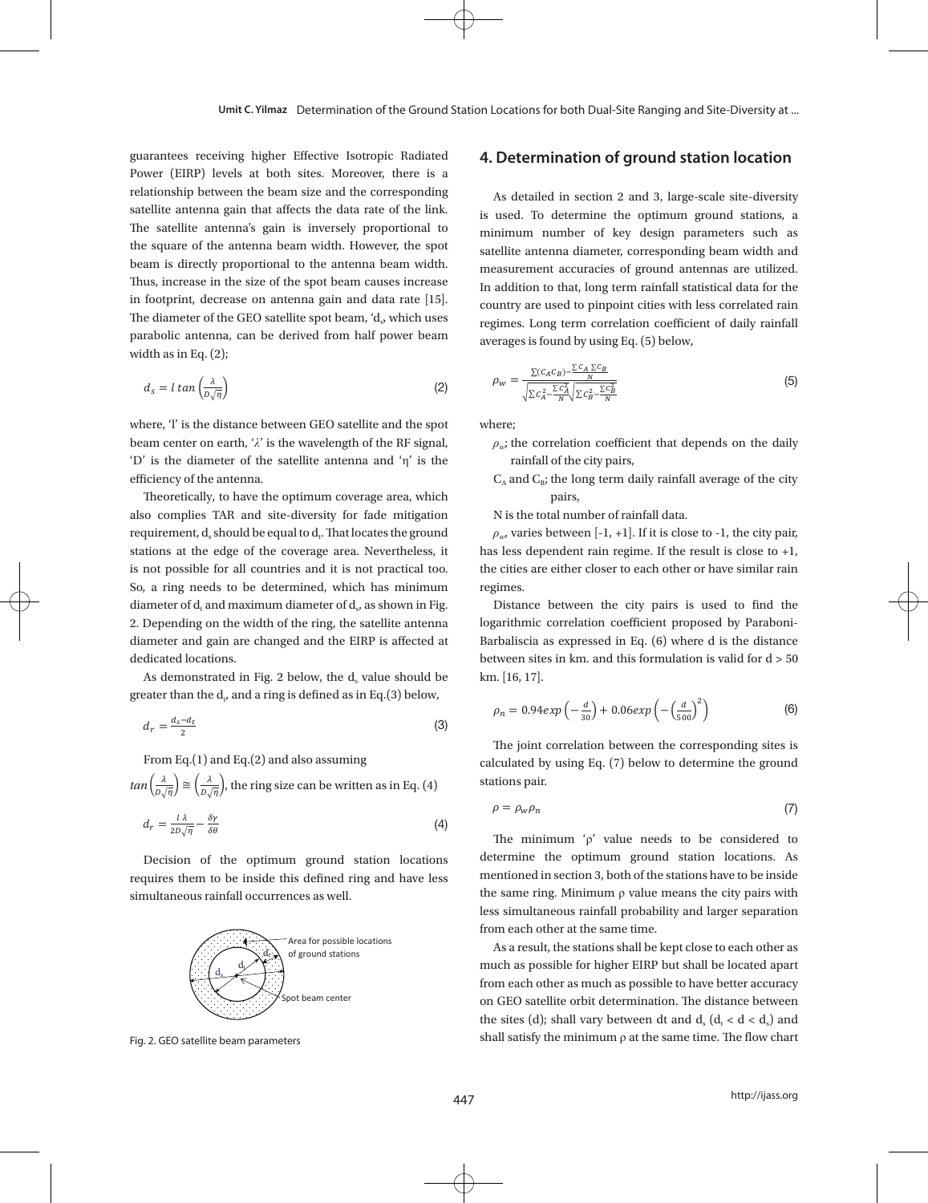guarantees receiving higher Effective Isotropic Radiated Power (EIRP) levels at both sites. Moreover, there is a relationship between the beam size and the corresponding satellite antenna gain that affects the data rate of the link. The satellite antenna's gain is inversely proportional to the square of the antenna beam width. However, the spot beam is directly proportional to the antenna beam width. Thus, increase in the size of the spot beam causes increase in footprint, decrease on antenna gain and data rate [15]. The diameter of the GEO satellite spot beam, '$d_s$, which uses parabolic antenna, can be derived from half power beam width as in Eq. (2);

$$d_s = l\tan\left(\frac{\lambda}{D\sqrt{\eta}}\right) \tag{2}$$

where, 'l' is the distance between GEO satellite and the spot beam center on earth, '$\lambda$' is the wavelength of the RF signal, 'D' is the diameter of the satellite antenna and 'η' is the efficiency of the antenna.

Theoretically, to have the optimum coverage area, which also complies TAR and site-diversity for fade mitigation requirement, $d_s$ should be equal to $d_t$. That locates the ground stations at the edge of the coverage area. Nevertheless, it is not possible for all countries and it is not practical too. So, a ring needs to be determined, which has minimum diameter of $d_t$ and maximum diameter of $d_s$, as shown in Fig. 2. Depending on the width of the ring, the satellite antenna diameter and gain are changed and the EIRP is affected at dedicated locations.

As demonstrated in Fig. 2 below, the $d_s$ value should be greater than the $d_t$, and a ring is defined as in Eq.(3) below,

$$d_r = \frac{d_s - d_t}{2} \tag{3}$$

From Eq.(1) and Eq.(2) and also assuming $\tan\left(\frac{\lambda}{D\sqrt{\eta}}\right) \cong \left(\frac{\lambda}{D\sqrt{\eta}}\right)$, the ring size can be written as in Eq. (4)

$$d_r = \frac{l\,\lambda}{2D\sqrt{\eta}} - \frac{\delta\gamma}{\delta\theta} \tag{4}$$

Decision of the optimum ground station locations requires them to be inside this defined ring and have less simultaneous rainfall occurrences as well.

Area for possible locations of ground stations
$d_r$
$d_t$
$d_s$
Spot beam center

Fig. 2. GEO satellite beam parameters

## 4. Determination of ground station location

As detailed in section 2 and 3, large-scale site-diversity is used. To determine the optimum ground stations, a minimum number of key design parameters such as satellite antenna diameter, corresponding beam width and measurement accuracies of ground antennas are utilized. In addition to that, long term rainfall statistical data for the country are used to pinpoint cities with less correlated rain regimes. Long term correlation coefficient of daily rainfall averages is found by using Eq. (5) below,

$$\rho_w = \frac{\sum(C_A C_B) - \frac{\sum C_A \sum C_B}{N}}{\sqrt{\sum C_A^2 - \frac{\sum C_A^2}{N}}\sqrt{\sum C_B^2 - \frac{\sum C_B^2}{N}}} \tag{5}$$

where;

- $\rho_w$; the correlation coefficient that depends on the daily rainfall of the city pairs,
- $C_A$ and $C_B$; the long term daily rainfall average of the city pairs,
- N is the total number of rainfall data.

$\rho_w$, varies between [-1, +1]. If it is close to -1, the city pair, has less dependent rain regime. If the result is close to +1, the cities are either closer to each other or have similar rain regimes.

Distance between the city pairs is used to find the logarithmic correlation coefficient proposed by Paraboni-Barbaliscia as expressed in Eq. (6) where d is the distance between sites in km. and this formulation is valid for d > 50 km. [16, 17].

$$\rho_n = 0.94\exp\left(-\frac{d}{30}\right) + 0.06\exp\left(-\left(\frac{d}{500}\right)^2\right) \tag{6}$$

The joint correlation between the corresponding sites is calculated by using Eq. (7) below to determine the ground stations pair.

$$\rho = \rho_w \rho_n \tag{7}$$

The minimum 'ρ' value needs to be considered to determine the optimum ground station locations. As mentioned in section 3, both of the stations have to be inside the same ring. Minimum ρ value means the city pairs with less simultaneous rainfall probability and larger separation from each other at the same time.

As a result, the stations shall be kept close to each other as much as possible for higher EIRP but shall be located apart from each other as much as possible to have better accuracy on GEO satellite orbit determination. The distance between the sites (d); shall vary between dt and $d_s$ ($d_t < d < d_s$) and shall satisfy the minimum ρ at the same time. The flow chart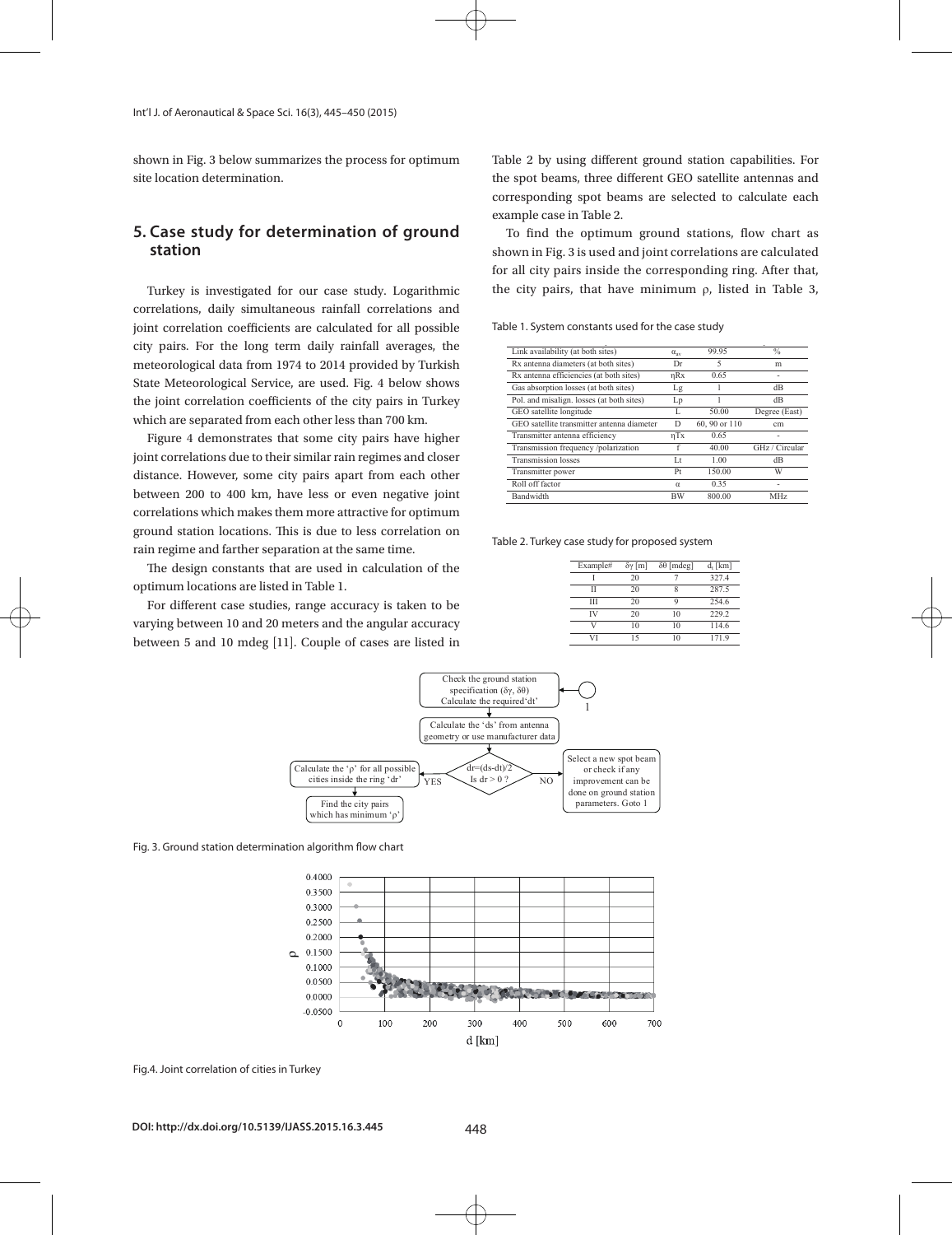shown in Fig. 3 below summarizes the process for optimum site location determination.

## 5. Case study for determination of ground station

Turkey is investigated for our case study. Logarithmic correlations, daily simultaneous rainfall correlations and joint correlation coefficients are calculated for all possible city pairs. For the long term daily rainfall averages, the meteorological data from 1974 to 2014 provided by Turkish State Meteorological Service, are used. Fig. 4 below shows the joint correlation coefficients of the city pairs in Turkey which are separated from each other less than 700 km.

Figure 4 demonstrates that some city pairs have higher joint correlations due to their similar rain regimes and closer distance. However, some city pairs apart from each other between 200 to 400 km, have less or even negative joint correlations which makes them more attractive for optimum ground station locations. This is due to less correlation on rain regime and farther separation at the same time.

The design constants that are used in calculation of the optimum locations are listed in Table 1.

For different case studies, range accuracy is taken to be varying between 10 and 20 meters and the angular accuracy between 5 and 10 mdeg [11]. Couple of cases are listed in Table 2 by using different ground station capabilities. For the spot beams, three different GEO satellite antennas and corresponding spot beams are selected to calculate each example case in Table 2.

To find the optimum ground stations, flow chart as shown in Fig. 3 is used and joint correlations are calculated for all city pairs inside the corresponding ring. After that, the city pairs, that have minimum ρ, listed in Table 3,

Table 1. System constants used for the case study

| | | | |
|---|---|---|---|
| Link availability (at both sites) | $\alpha_{av}$ | 99.95 | % |
| Rx antenna diameters (at both sites) | Dr | 5 | m |
| Rx antenna efficiencies (at both sites) | ηRx | 0.65 | - |
| Gas absorption losses (at both sites) | Lg | 1 | dB |
| Pol. and misalign. losses (at both sites) | Lp | 1 | dB |
| GEO satellite longitude | L | 50.00 | Degree (East) |
| GEO satellite transmitter antenna diameter | D | 60, 90 or 110 | cm |
| Transmitter antenna efficiency | ηTx | 0.65 | - |
| Transmission frequency /polarization | f | 40.00 | GHz / Circular |
| Transmission losses | Lt | 1.00 | dB |
| Transmitter power | Pt | 150.00 | W |
| Roll off factor | α | 0.35 | - |
| Bandwidth | BW | 800.00 | MHz |

Table 2. Turkey case study for proposed system

| Example# | δγ [m] | δθ [mdeg] | $d_t$ [km] |
|---|---|---|---|
| I | 20 | 7 | 327.4 |
| II | 20 | 8 | 287.5 |
| III | 20 | 9 | 254.6 |
| IV | 20 | 10 | 229.2 |
| V | 10 | 10 | 114.6 |
| VI | 15 | 10 | 171.9 |

Fig. 3. Ground station determination algorithm flow chart

Fig.4. Joint correlation of cities in Turkey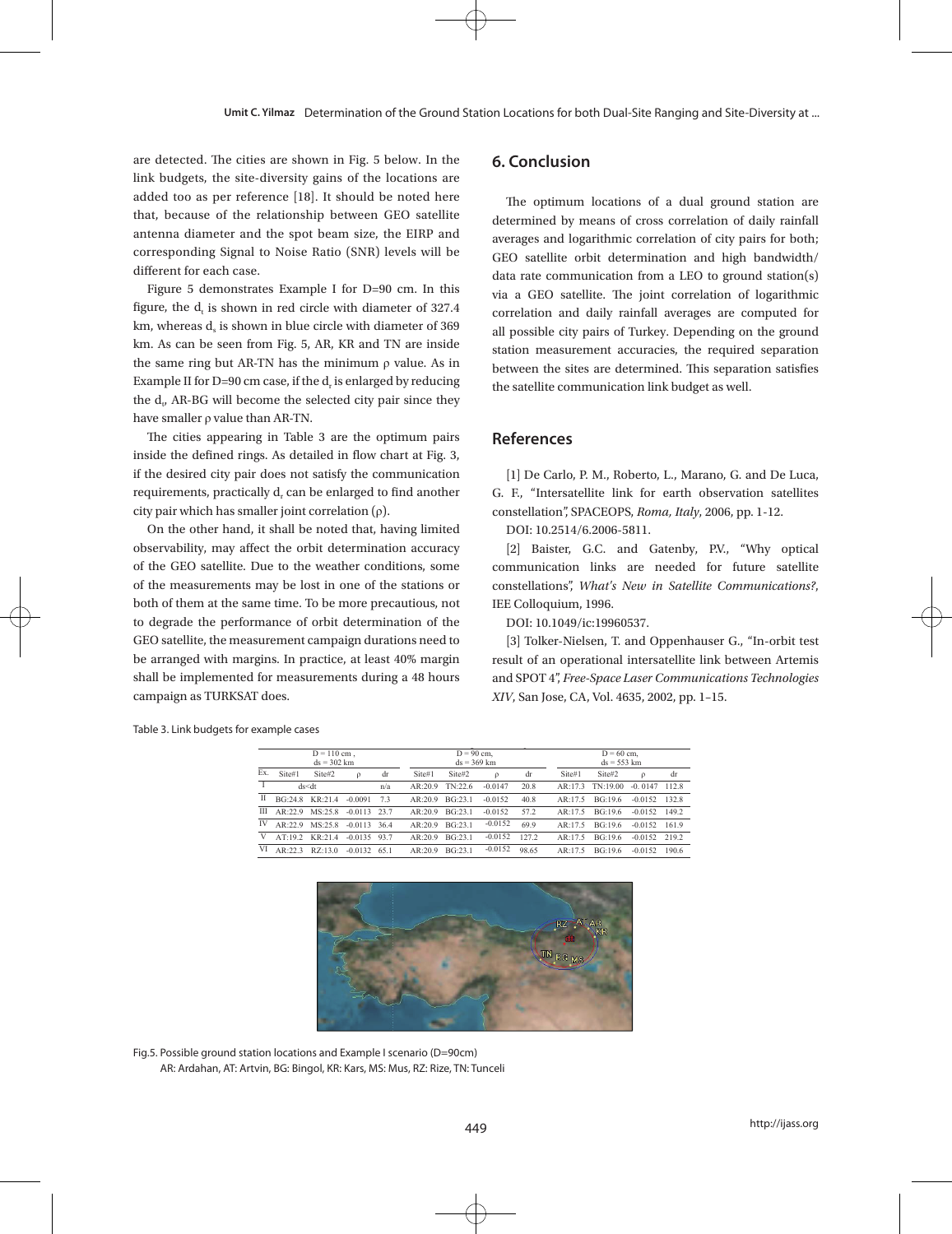are detected. The cities are shown in Fig. 5 below. In the link budgets, the site-diversity gains of the locations are added too as per reference [18]. It should be noted here that, because of the relationship between GEO satellite antenna diameter and the spot beam size, the EIRP and corresponding Signal to Noise Ratio (SNR) levels will be different for each case.

Figure 5 demonstrates Example I for D=90 cm. In this figure, the $d_t$ is shown in red circle with diameter of 327.4 km, whereas $d_s$ is shown in blue circle with diameter of 369 km. As can be seen from Fig. 5, AR, KR and TN are inside the same ring but AR-TN has the minimum ρ value. As in Example II for D=90 cm case, if the $d_r$ is enlarged by reducing the $d_t$, AR-BG will become the selected city pair since they have smaller ρ value than AR-TN.

The cities appearing in Table 3 are the optimum pairs inside the defined rings. As detailed in flow chart at Fig. 3, if the desired city pair does not satisfy the communication requirements, practically $d_r$ can be enlarged to find another city pair which has smaller joint correlation (ρ).

On the other hand, it shall be noted that, having limited observability, may affect the orbit determination accuracy of the GEO satellite. Due to the weather conditions, some of the measurements may be lost in one of the stations or both of them at the same time. To be more precautious, not to degrade the performance of orbit determination of the GEO satellite, the measurement campaign durations need to be arranged with margins. In practice, at least 40% margin shall be implemented for measurements during a 48 hours campaign as TURKSAT does.

## 6. Conclusion

The optimum locations of a dual ground station are determined by means of cross correlation of daily rainfall averages and logarithmic correlation of city pairs for both; GEO satellite orbit determination and high bandwidth/ data rate communication from a LEO to ground station(s) via a GEO satellite. The joint correlation of logarithmic correlation and daily rainfall averages are computed for all possible city pairs of Turkey. Depending on the ground station measurement accuracies, the required separation between the sites are determined. This separation satisfies the satellite communication link budget as well.

## References

[1] De Carlo, P. M., Roberto, L., Marano, G. and De Luca, G. F., "Intersatellite link for earth observation satellites constellation", SPACEOPS, *Roma, Italy*, 2006, pp. 1-12.
DOI: 10.2514/6.2006-5811.

[2] Baister, G.C. and Gatenby, P.V., "Why optical communication links are needed for future satellite constellations", *What's New in Satellite Communications?*, IEE Colloquium, 1996.
DOI: 10.1049/ic:19960537.

[3] Tolker-Nielsen, T. and Oppenhauser G., "In-orbit test result of an operational intersatellite link between Artemis and SPOT 4", *Free-Space Laser Communications Technologies XIV*, San Jose, CA, Vol. 4635, 2002, pp. 1–15.

Table 3. Link budgets for example cases

| | D = 110 cm, ds = 302 km | | | | D = 90 cm, ds = 369 km | | | | D = 60 cm, ds = 553 km | | | |
|---|---|---|---|---|---|---|---|---|---|---|---|---|
| Ex. | Site#1 | Site#2 | ρ | dr | Site#1 | Site#2 | ρ | dr | Site#1 | Site#2 | ρ | dr |
| I | ds<dt | | | n/a | AR:20.9 | TN:22.6 | -0.0147 | 20.8 | AR:17.3 | TN:19.00 | -0. 0147 | 112.8 |
| II | BG:24.8 | KR:21.4 | -0.0091 | 7.3 | AR:20.9 | BG:23.1 | -0.0152 | 40.8 | AR:17.5 | BG:19.6 | -0.0152 | 132.8 |
| III | AR:22.9 | MS:25.8 | -0.0113 | 23.7 | AR:20.9 | BG:23.1 | -0.0152 | 57.2 | AR:17.5 | BG:19.6 | -0.0152 | 149.2 |
| IV | AR:22.9 | MS:25.8 | -0.0113 | 36.4 | AR:20.9 | BG:23.1 | -0.0152 | 69.9 | AR:17.5 | BG:19.6 | -0.0152 | 161.9 |
| V | AT:19.2 | KR:21.4 | -0.0135 | 93.7 | AR:20.9 | BG:23.1 | -0.0152 | 127.2 | AR:17.5 | BG:19.6 | -0.0152 | 219.2 |
| VI | AR:22.3 | RZ:13.0 | -0.0132 | 65.1 | AR:20.9 | BG:23.1 | -0.0152 | 98.65 | AR:17.5 | BG:19.6 | -0.0152 | 190.6 |

Fig.5. Possible ground station locations and Example I scenario (D=90cm)
AR: Ardahan, AT: Artvin, BG: Bingol, KR: Kars, MS: Mus, RZ: Rize, TN: Tunceli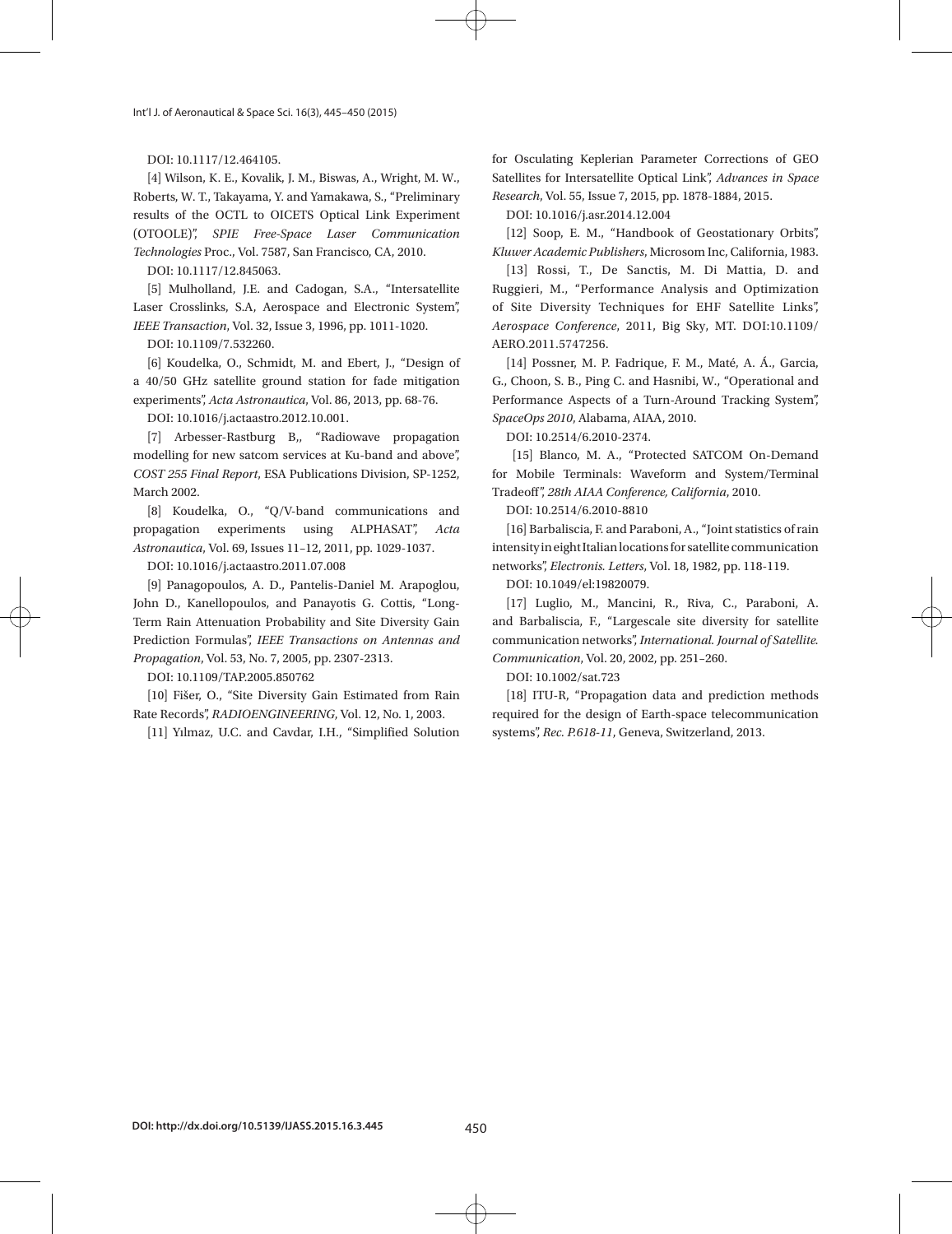DOI: 10.1117/12.464105.

[4] Wilson, K. E., Kovalik, J. M., Biswas, A., Wright, M. W., Roberts, W. T., Takayama, Y. and Yamakawa, S., "Preliminary results of the OCTL to OICETS Optical Link Experiment (OTOOLE)", *SPIE Free-Space Laser Communication Technologies* Proc., Vol. 7587, San Francisco, CA, 2010.

DOI: 10.1117/12.845063.

[5] Mulholland, J.E. and Cadogan, S.A., "Intersatellite Laser Crosslinks, S.A, Aerospace and Electronic System", *IEEE Transaction*, Vol. 32, Issue 3, 1996, pp. 1011-1020.

DOI: 10.1109/7.532260.

[6] Koudelka, O., Schmidt, M. and Ebert, J., "Design of a 40/50 GHz satellite ground station for fade mitigation experiments", *Acta Astronautica*, Vol. 86, 2013, pp. 68-76.

DOI: 10.1016/j.actaastro.2012.10.001.

[7] Arbesser-Rastburg B,, "Radiowave propagation modelling for new satcom services at Ku-band and above", *COST 255 Final Report*, ESA Publications Division, SP-1252, March 2002.

[8] Koudelka, O., "Q/V-band communications and propagation experiments using ALPHASAT", *Acta Astronautica*, Vol. 69, Issues 11–12, 2011, pp. 1029-1037.

DOI: 10.1016/j.actaastro.2011.07.008

[9] Panagopoulos, A. D., Pantelis-Daniel M. Arapoglou, John D., Kanellopoulos, and Panayotis G. Cottis, "Long-Term Rain Attenuation Probability and Site Diversity Gain Prediction Formulas", *IEEE Transactions on Antennas and Propagation*, Vol. 53, No. 7, 2005, pp. 2307-2313.

DOI: 10.1109/TAP.2005.850762

[10] Fišer, O., "Site Diversity Gain Estimated from Rain Rate Records", *RADIOENGINEERING*, Vol. 12, No. 1, 2003.

[11] Yılmaz, U.C. and Cavdar, I.H., "Simplified Solution for Osculating Keplerian Parameter Corrections of GEO Satellites for Intersatellite Optical Link", *Advances in Space Research*, Vol. 55, Issue 7, 2015, pp. 1878-1884, 2015.

DOI: 10.1016/j.asr.2014.12.004

[12] Soop, E. M., "Handbook of Geostationary Orbits", *Kluwer Academic Publishers*, Microsom Inc, California, 1983.

[13] Rossi, T., De Sanctis, M. Di Mattia, D. and Ruggieri, M., "Performance Analysis and Optimization of Site Diversity Techniques for EHF Satellite Links", *Aerospace Conference*, 2011, Big Sky, MT. DOI:10.1109/AERO.2011.5747256.

[14] Possner, M. P. Fadrique, F. M., Maté, A. Á., Garcia, G., Choon, S. B., Ping C. and Hasnibi, W., "Operational and Performance Aspects of a Turn-Around Tracking System", *SpaceOps 2010*, Alabama, AIAA, 2010.

DOI: 10.2514/6.2010-2374.

[15] Blanco, M. A., "Protected SATCOM On-Demand for Mobile Terminals: Waveform and System/Terminal Tradeoff", *28th AIAA Conference, California*, 2010.

DOI: 10.2514/6.2010-8810

[16] Barbaliscia, F. and Paraboni, A., "Joint statistics of rain intensity in eight Italian locations for satellite communication networks", *Electronis. Letters*, Vol. 18, 1982, pp. 118-119.

DOI: 10.1049/el:19820079.

[17] Luglio, M., Mancini, R., Riva, C., Paraboni, A. and Barbaliscia, F., "Largescale site diversity for satellite communication networks", *International. Journal of Satellite. Communication*, Vol. 20, 2002, pp. 251–260.

DOI: 10.1002/sat.723

[18] ITU-R, "Propagation data and prediction methods required for the design of Earth-space telecommunication systems", *Rec. P.618-11*, Geneva, Switzerland, 2013.